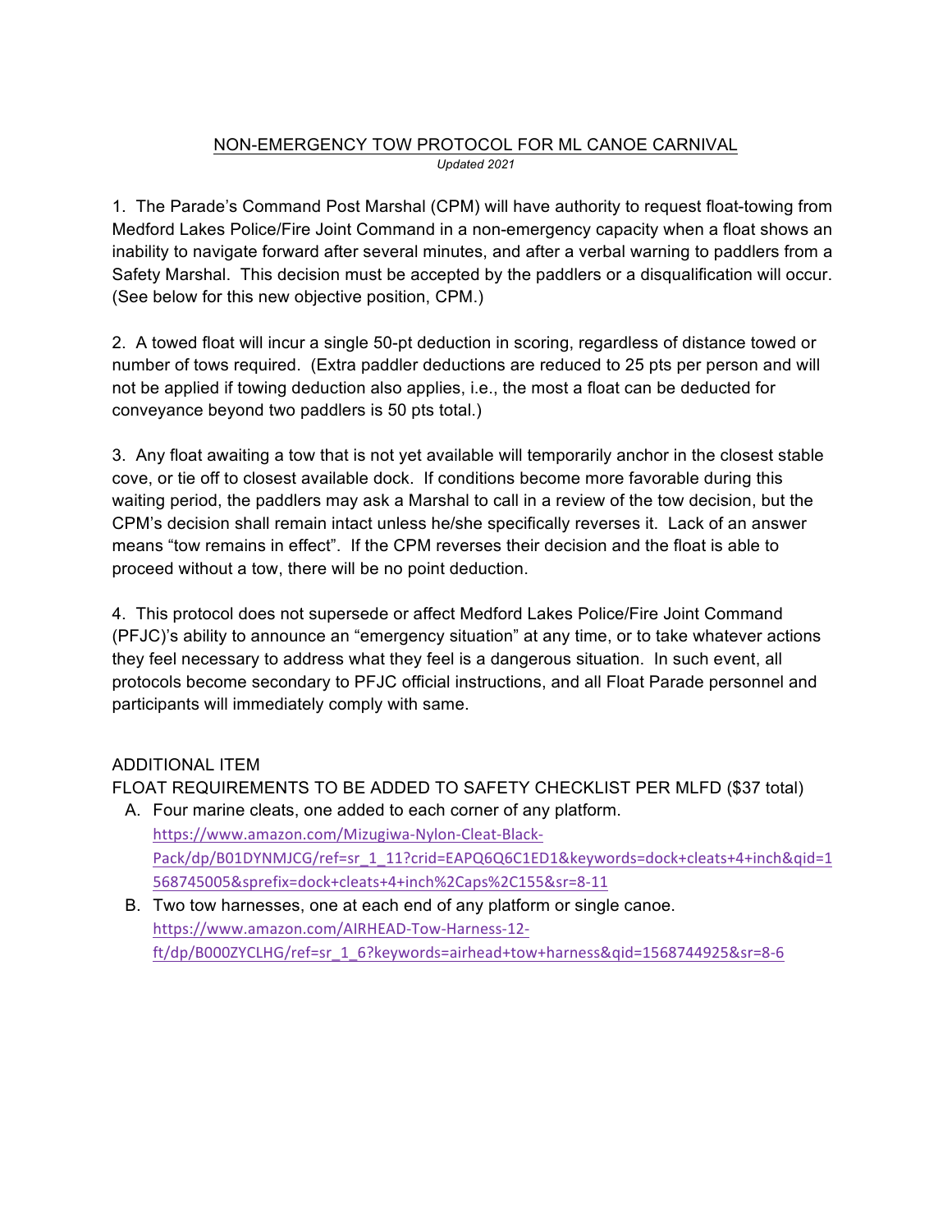# NON-EMERGENCY TOW PROTOCOL FOR ML CANOE CARNIVAL

*Updated 2021*

1. The Parade's Command Post Marshal (CPM) will have authority to request float-towing from Medford Lakes Police/Fire Joint Command in a non-emergency capacity when a float shows an inability to navigate forward after several minutes, and after a verbal warning to paddlers from a Safety Marshal. This decision must be accepted by the paddlers or a disqualification will occur. (See below for this new objective position, CPM.)

2. A towed float will incur a single 50-pt deduction in scoring, regardless of distance towed or number of tows required. (Extra paddler deductions are reduced to 25 pts per person and will not be applied if towing deduction also applies, i.e., the most a float can be deducted for conveyance beyond two paddlers is 50 pts total.)

3. Any float awaiting a tow that is not yet available will temporarily anchor in the closest stable cove, or tie off to closest available dock. If conditions become more favorable during this waiting period, the paddlers may ask a Marshal to call in a review of the tow decision, but the CPM's decision shall remain intact unless he/she specifically reverses it. Lack of an answer means "tow remains in effect". If the CPM reverses their decision and the float is able to proceed without a tow, there will be no point deduction.

4. This protocol does not supersede or affect Medford Lakes Police/Fire Joint Command (PFJC)'s ability to announce an "emergency situation" at any time, or to take whatever actions they feel necessary to address what they feel is a dangerous situation. In such event, all protocols become secondary to PFJC official instructions, and all Float Parade personnel and participants will immediately comply with same.

ADDITIONAL ITEM

FLOAT REQUIREMENTS TO BE ADDED TO SAFETY CHECKLIST PER MLFD ($37 total)

A. Four marine cleats, one added to each corner of any platform.
   https://www.amazon.com/Mizugiwa-Nylon-Cleat-Black-Pack/dp/B01DYNMJCG/ref=sr_1_11?crid=EAPQ6Q6C1ED1&keywords=dock+cleats+4+inch&qid=1568745005&sprefix=dock+cleats+4+inch%2Caps%2C155&sr=8-11
B. Two tow harnesses, one at each end of any platform or single canoe.
   https://www.amazon.com/AIRHEAD-Tow-Harness-12-ft/dp/B000ZYCLHG/ref=sr_1_6?keywords=airhead+tow+harness&qid=1568744925&sr=8-6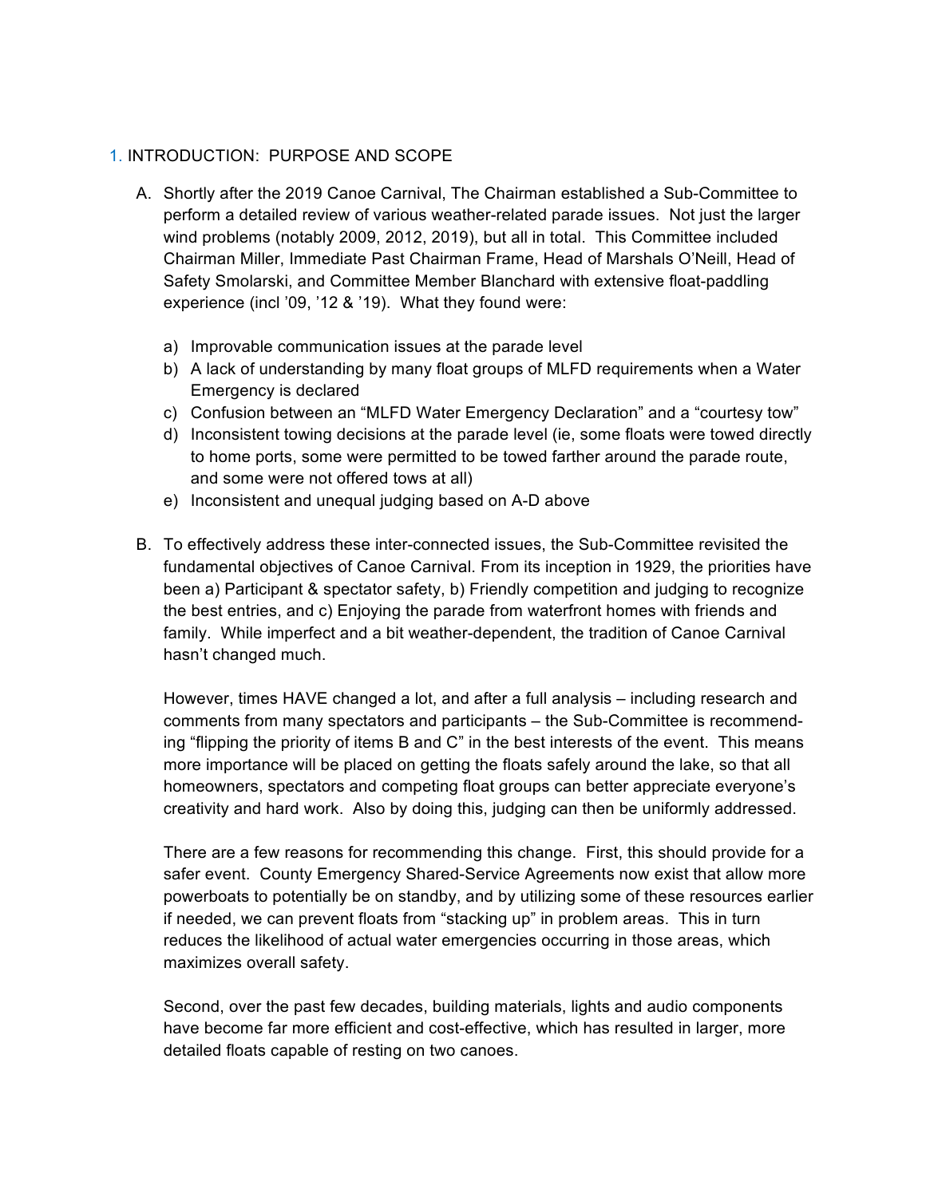## 1. INTRODUCTION: PURPOSE AND SCOPE

A. Shortly after the 2019 Canoe Carnival, The Chairman established a Sub-Committee to perform a detailed review of various weather-related parade issues. Not just the larger wind problems (notably 2009, 2012, 2019), but all in total. This Committee included Chairman Miller, Immediate Past Chairman Frame, Head of Marshals O'Neill, Head of Safety Smolarski, and Committee Member Blanchard with extensive float-paddling experience (incl '09, '12 & '19). What they found were:

   a) Improvable communication issues at the parade level
   b) A lack of understanding by many float groups of MLFD requirements when a Water Emergency is declared
   c) Confusion between an "MLFD Water Emergency Declaration" and a "courtesy tow"
   d) Inconsistent towing decisions at the parade level (ie, some floats were towed directly to home ports, some were permitted to be towed farther around the parade route, and some were not offered tows at all)
   e) Inconsistent and unequal judging based on A-D above

B. To effectively address these inter-connected issues, the Sub-Committee revisited the fundamental objectives of Canoe Carnival. From its inception in 1929, the priorities have been a) Participant & spectator safety, b) Friendly competition and judging to recognize the best entries, and c) Enjoying the parade from waterfront homes with friends and family. While imperfect and a bit weather-dependent, the tradition of Canoe Carnival hasn't changed much.

   However, times HAVE changed a lot, and after a full analysis – including research and comments from many spectators and participants – the Sub-Committee is recommending "flipping the priority of items B and C" in the best interests of the event. This means more importance will be placed on getting the floats safely around the lake, so that all homeowners, spectators and competing float groups can better appreciate everyone's creativity and hard work. Also by doing this, judging can then be uniformly addressed.

   There are a few reasons for recommending this change. First, this should provide for a safer event. County Emergency Shared-Service Agreements now exist that allow more powerboats to potentially be on standby, and by utilizing some of these resources earlier if needed, we can prevent floats from "stacking up" in problem areas. This in turn reduces the likelihood of actual water emergencies occurring in those areas, which maximizes overall safety.

   Second, over the past few decades, building materials, lights and audio components have become far more efficient and cost-effective, which has resulted in larger, more detailed floats capable of resting on two canoes.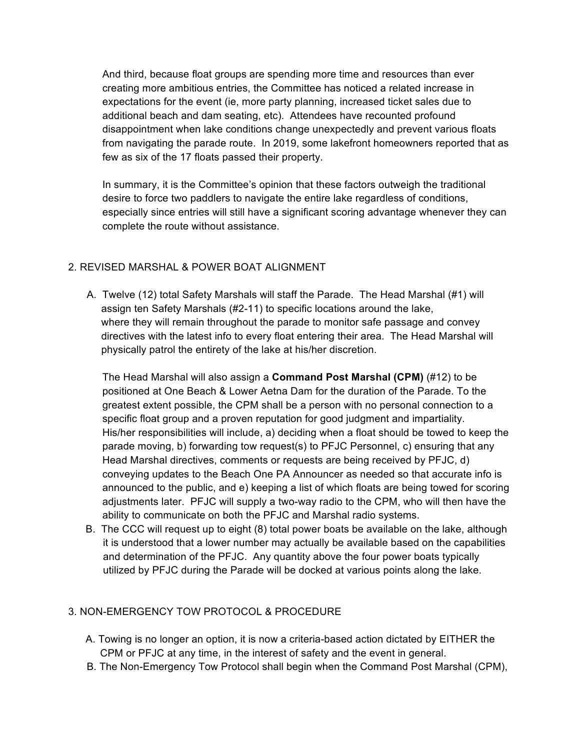And third, because float groups are spending more time and resources than ever creating more ambitious entries, the Committee has noticed a related increase in expectations for the event (ie, more party planning, increased ticket sales due to additional beach and dam seating, etc). Attendees have recounted profound disappointment when lake conditions change unexpectedly and prevent various floats from navigating the parade route. In 2019, some lakefront homeowners reported that as few as six of the 17 floats passed their property.

In summary, it is the Committee's opinion that these factors outweigh the traditional desire to force two paddlers to navigate the entire lake regardless of conditions, especially since entries will still have a significant scoring advantage whenever they can complete the route without assistance.

## 2. REVISED MARSHAL & POWER BOAT ALIGNMENT

A. Twelve (12) total Safety Marshals will staff the Parade. The Head Marshal (#1) will assign ten Safety Marshals (#2-11) to specific locations around the lake, where they will remain throughout the parade to monitor safe passage and convey directives with the latest info to every float entering their area. The Head Marshal will physically patrol the entirety of the lake at his/her discretion.

   The Head Marshal will also assign a **Command Post Marshal (CPM)** (#12) to be positioned at One Beach & Lower Aetna Dam for the duration of the Parade. To the greatest extent possible, the CPM shall be a person with no personal connection to a specific float group and a proven reputation for good judgment and impartiality. His/her responsibilities will include, a) deciding when a float should be towed to keep the parade moving, b) forwarding tow request(s) to PFJC Personnel, c) ensuring that any Head Marshal directives, comments or requests are being received by PFJC, d) conveying updates to the Beach One PA Announcer as needed so that accurate info is announced to the public, and e) keeping a list of which floats are being towed for scoring adjustments later. PFJC will supply a two-way radio to the CPM, who will then have the ability to communicate on both the PFJC and Marshal radio systems.

B. The CCC will request up to eight (8) total power boats be available on the lake, although it is understood that a lower number may actually be available based on the capabilities and determination of the PFJC. Any quantity above the four power boats typically utilized by PFJC during the Parade will be docked at various points along the lake.

## 3. NON-EMERGENCY TOW PROTOCOL & PROCEDURE

A. Towing is no longer an option, it is now a criteria-based action dictated by EITHER the CPM or PFJC at any time, in the interest of safety and the event in general.

B. The Non-Emergency Tow Protocol shall begin when the Command Post Marshal (CPM),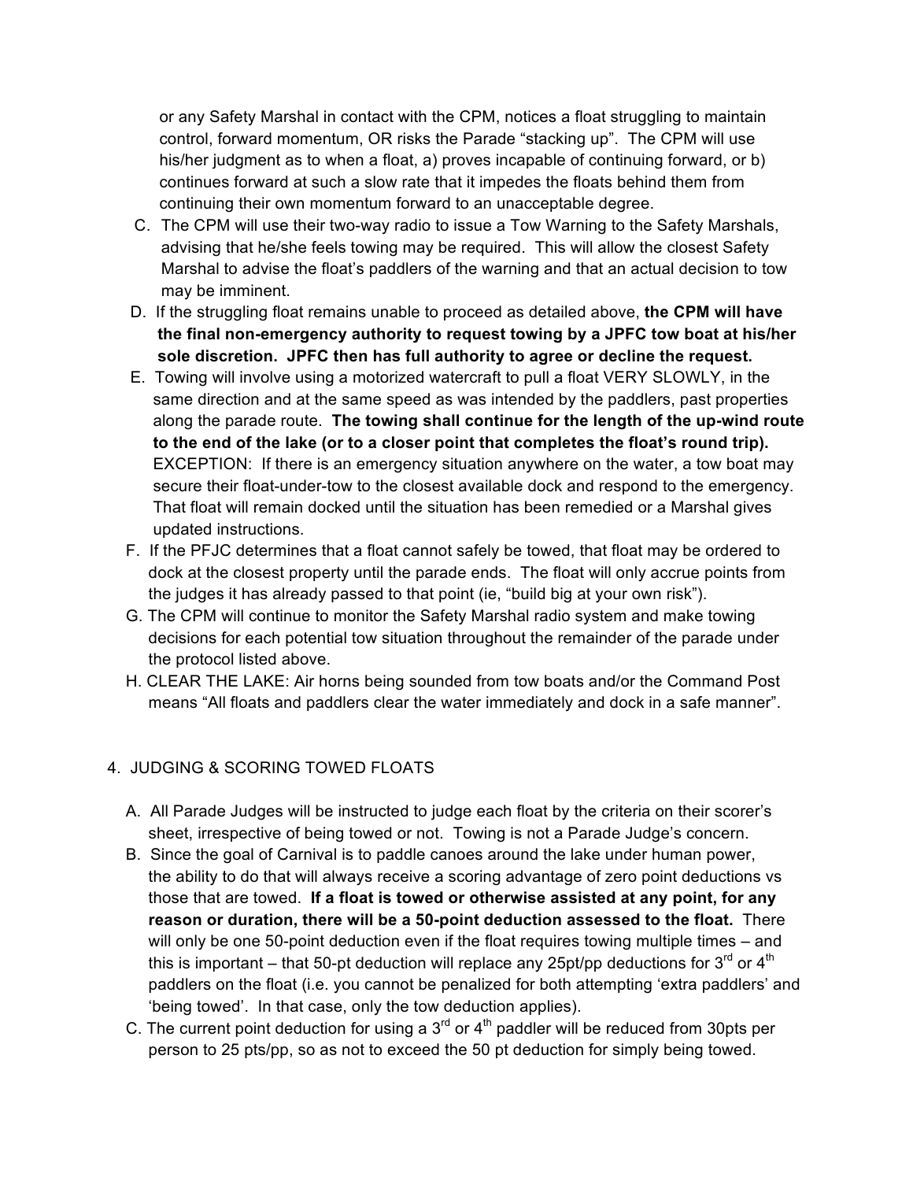or any Safety Marshal in contact with the CPM, notices a float struggling to maintain control, forward momentum, OR risks the Parade "stacking up". The CPM will use his/her judgment as to when a float, a) proves incapable of continuing forward, or b) continues forward at such a slow rate that it impedes the floats behind them from continuing their own momentum forward to an unacceptable degree.

C. The CPM will use their two-way radio to issue a Tow Warning to the Safety Marshals, advising that he/she feels towing may be required. This will allow the closest Safety Marshal to advise the float's paddlers of the warning and that an actual decision to tow may be imminent.

D. If the struggling float remains unable to proceed as detailed above, **the CPM will have the final non-emergency authority to request towing by a JPFC tow boat at his/her sole discretion. JPFC then has full authority to agree or decline the request.**

E. Towing will involve using a motorized watercraft to pull a float VERY SLOWLY, in the same direction and at the same speed as was intended by the paddlers, past properties along the parade route. **The towing shall continue for the length of the up-wind route to the end of the lake (or to a closer point that completes the float's round trip).** EXCEPTION: If there is an emergency situation anywhere on the water, a tow boat may secure their float-under-tow to the closest available dock and respond to the emergency. That float will remain docked until the situation has been remedied or a Marshal gives updated instructions.

F. If the PFJC determines that a float cannot safely be towed, that float may be ordered to dock at the closest property until the parade ends. The float will only accrue points from the judges it has already passed to that point (ie, "build big at your own risk").

G. The CPM will continue to monitor the Safety Marshal radio system and make towing decisions for each potential tow situation throughout the remainder of the parade under the protocol listed above.

H. CLEAR THE LAKE: Air horns being sounded from tow boats and/or the Command Post means "All floats and paddlers clear the water immediately and dock in a safe manner".

## 4. JUDGING & SCORING TOWED FLOATS

A. All Parade Judges will be instructed to judge each float by the criteria on their scorer's sheet, irrespective of being towed or not. Towing is not a Parade Judge's concern.

B. Since the goal of Carnival is to paddle canoes around the lake under human power, the ability to do that will always receive a scoring advantage of zero point deductions vs those that are towed. **If a float is towed or otherwise assisted at any point, for any reason or duration, there will be a 50-point deduction assessed to the float.** There will only be one 50-point deduction even if the float requires towing multiple times – and this is important – that 50-pt deduction will replace any 25pt/pp deductions for 3rd or 4th paddlers on the float (i.e. you cannot be penalized for both attempting 'extra paddlers' and 'being towed'. In that case, only the tow deduction applies).

C. The current point deduction for using a 3rd or 4th paddler will be reduced from 30pts per person to 25 pts/pp, so as not to exceed the 50 pt deduction for simply being towed.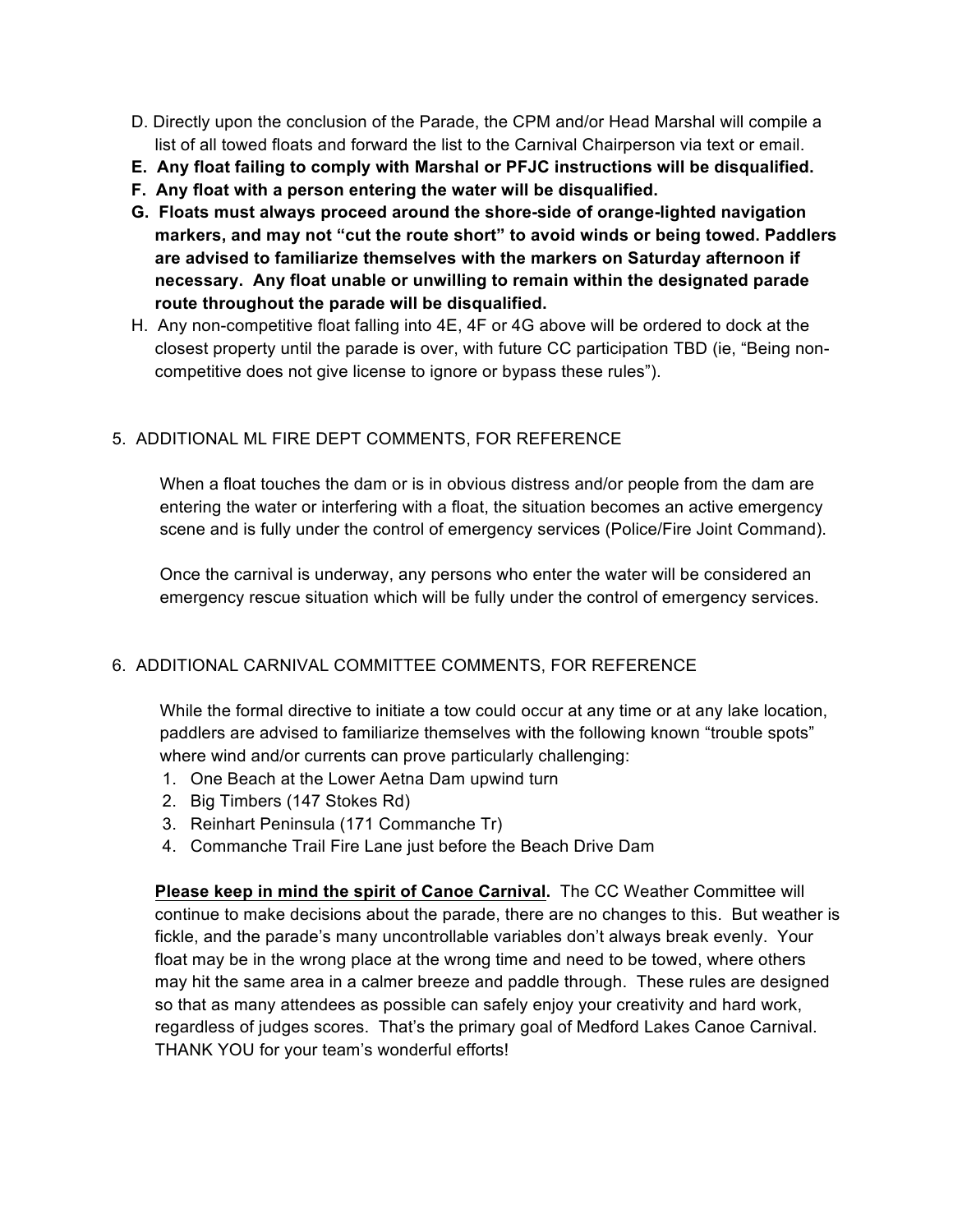D. Directly upon the conclusion of the Parade, the CPM and/or Head Marshal will compile a list of all towed floats and forward the list to the Carnival Chairperson via text or email.

**E. Any float failing to comply with Marshal or PFJC instructions will be disqualified.**

**F. Any float with a person entering the water will be disqualified.**

**G. Floats must always proceed around the shore-side of orange-lighted navigation markers, and may not "cut the route short" to avoid winds or being towed. Paddlers are advised to familiarize themselves with the markers on Saturday afternoon if necessary. Any float unable or unwilling to remain within the designated parade route throughout the parade will be disqualified.**

H. Any non-competitive float falling into 4E, 4F or 4G above will be ordered to dock at the closest property until the parade is over, with future CC participation TBD (ie, "Being non-competitive does not give license to ignore or bypass these rules").

## 5. ADDITIONAL ML FIRE DEPT COMMENTS, FOR REFERENCE

When a float touches the dam or is in obvious distress and/or people from the dam are entering the water or interfering with a float, the situation becomes an active emergency scene and is fully under the control of emergency services (Police/Fire Joint Command).

Once the carnival is underway, any persons who enter the water will be considered an emergency rescue situation which will be fully under the control of emergency services.

## 6. ADDITIONAL CARNIVAL COMMITTEE COMMENTS, FOR REFERENCE

While the formal directive to initiate a tow could occur at any time or at any lake location, paddlers are advised to familiarize themselves with the following known "trouble spots" where wind and/or currents can prove particularly challenging:

1. One Beach at the Lower Aetna Dam upwind turn
2. Big Timbers (147 Stokes Rd)
3. Reinhart Peninsula (171 Commanche Tr)
4. Commanche Trail Fire Lane just before the Beach Drive Dam

**Please keep in mind the spirit of Canoe Carnival.** The CC Weather Committee will continue to make decisions about the parade, there are no changes to this. But weather is fickle, and the parade's many uncontrollable variables don't always break evenly. Your float may be in the wrong place at the wrong time and need to be towed, where others may hit the same area in a calmer breeze and paddle through. These rules are designed so that as many attendees as possible can safely enjoy your creativity and hard work, regardless of judges scores. That's the primary goal of Medford Lakes Canoe Carnival. THANK YOU for your team's wonderful efforts!